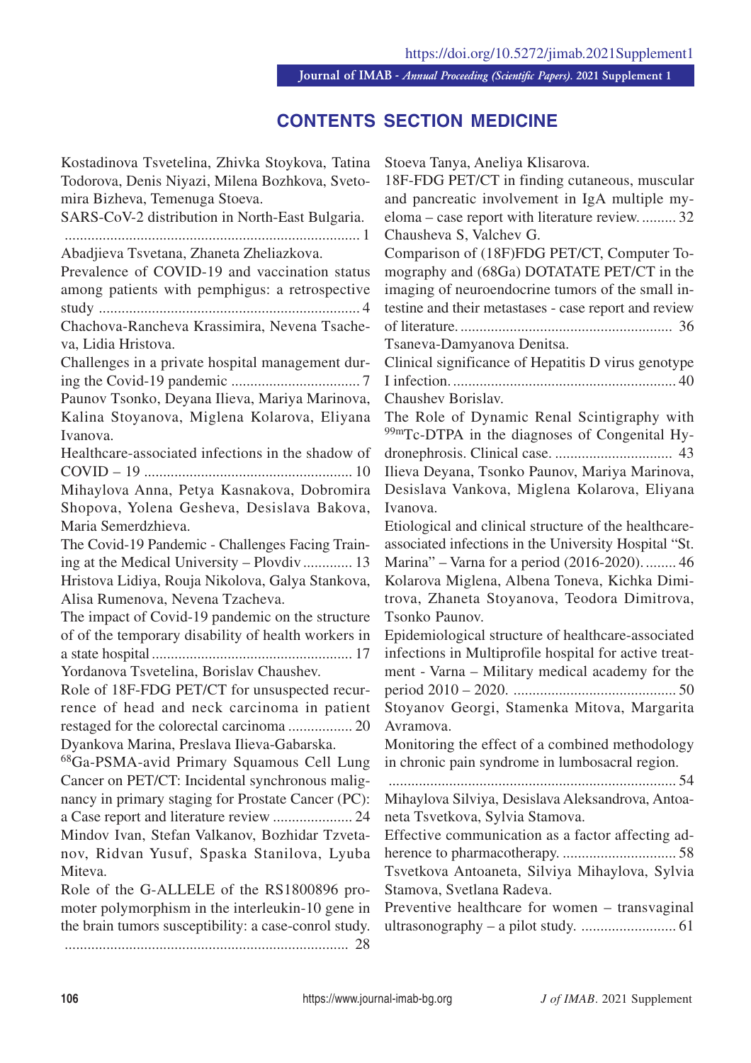# CONTENTS SECTION MEDICINE

Kostadinova Tsvetelina, Zhivka Stoykova, Tatina Todorova, Denis Niyazi, Milena Bozhkova, Svetomira Bizheva, Temenuga Stoeva.
SARS-CoV-2 distribution in North-East Bulgaria. .............................................................................. 1

Abadjieva Tsvetana, Zhaneta Zheliazkova.
Prevalence of COVID-19 and vaccination status among patients with pemphigus: a retrospective study ..................................................................... 4

Chachova-Rancheva Krassimira, Nevena Tsacheva, Lidia Hristova.
Challenges in a private hospital management during the Covid-19 pandemic .................................. 7

Paunov Tsonko, Deyana Ilieva, Mariya Marinova, Kalina Stoyanova, Miglena Kolarova, Eliyana Ivanova.
Healthcare-associated infections in the shadow of COVID – 19 ....................................................... 10

Mihaylova Anna, Petya Kasnakova, Dobromira Shopova, Yolena Gesheva, Desislava Bakova, Maria Semerdzhieva.
The Covid-19 Pandemic - Challenges Facing Training at the Medical University – Plovdiv ............. 13

Hristova Lidiya, Rouja Nikolova, Galya Stankova, Alisa Rumenova, Nevena Tzacheva.
The impact of Covid-19 pandemic on the structure of of the temporary disability of health workers in a state hospital ..................................................... 17

Yordanova Tsvetelina, Borislav Chaushev.
Role of 18F-FDG PET/CT for unsuspected recurrence of head and neck carcinoma in patient restaged for the colorectal carcinoma ................. 20

Dyankova Marina, Preslava Ilieva-Gabarska.
$^{68}$Ga-PSMA-avid Primary Squamous Cell Lung Cancer on PET/CT: Incidental synchronous malignancy in primary staging for Prostate Cancer (PC): a Case report and literature review ..................... 24

Mindov Ivan, Stefan Valkanov, Bozhidar Tzvetanov, Ridvan Yusuf, Spaska Stanilova, Lyuba Miteva.
Role of the G-ALLELE of the RS1800896 promoter polymorphism in the interleukin-10 gene in the brain tumors susceptibility: a case-conrol study. ........................................................................... 28

Stoeva Tanya, Aneliya Klisarova.
18F-FDG PET/CT in finding cutaneous, muscular and pancreatic involvement in IgA multiple myeloma – case report with literature review. ......... 32

Chausheva S, Valchev G.
Comparison of (18F)FDG PET/CT, Computer Tomography and (68Ga) DOTATATE PET/CT in the imaging of neuroendocrine tumors of the small intestine and their metastases - case report and review of literature. ........................................................ 36

Tsaneva-Damyanova Denitsa.
Clinical significance of Hepatitis D virus genotype I infection. ........................................................... 40

Chaushev Borislav.
The Role of Dynamic Renal Scintigraphy with $^{99m}$Tc-DTPA in the diagnoses of Congenital Hydronephrosis. Clinical case. ............................... 43

Ilieva Deyana, Tsonko Paunov, Mariya Marinova, Desislava Vankova, Miglena Kolarova, Eliyana Ivanova.
Etiological and clinical structure of the healthcare-associated infections in the University Hospital "St. Marina" – Varna for a period (2016-2020). ........ 46

Kolarova Miglena, Albena Toneva, Kichka Dimitrova, Zhaneta Stoyanova, Teodora Dimitrova, Tsonko Paunov.
Epidemiological structure of healthcare-associated infections in Multiprofile hospital for active treatment - Varna – Military medical academy for the period 2010 – 2020. ........................................... 50

Stoyanov Georgi, Stamenka Mitova, Margarita Avramova.
Monitoring the effect of a combined methodology in chronic pain syndrome in lumbosacral region. ............................................................................ 54

Mihaylova Silviya, Desislava Aleksandrova, Antoaneta Tsvetkova, Sylvia Stamova.
Effective communication as a factor affecting adherence to pharmacotherapy. .............................. 58

Tsvetkova Antoaneta, Silviya Mihaylova, Sylvia Stamova, Svetlana Radeva.
Preventive healthcare for women – transvaginal ultrasonography – a pilot study. ......................... 61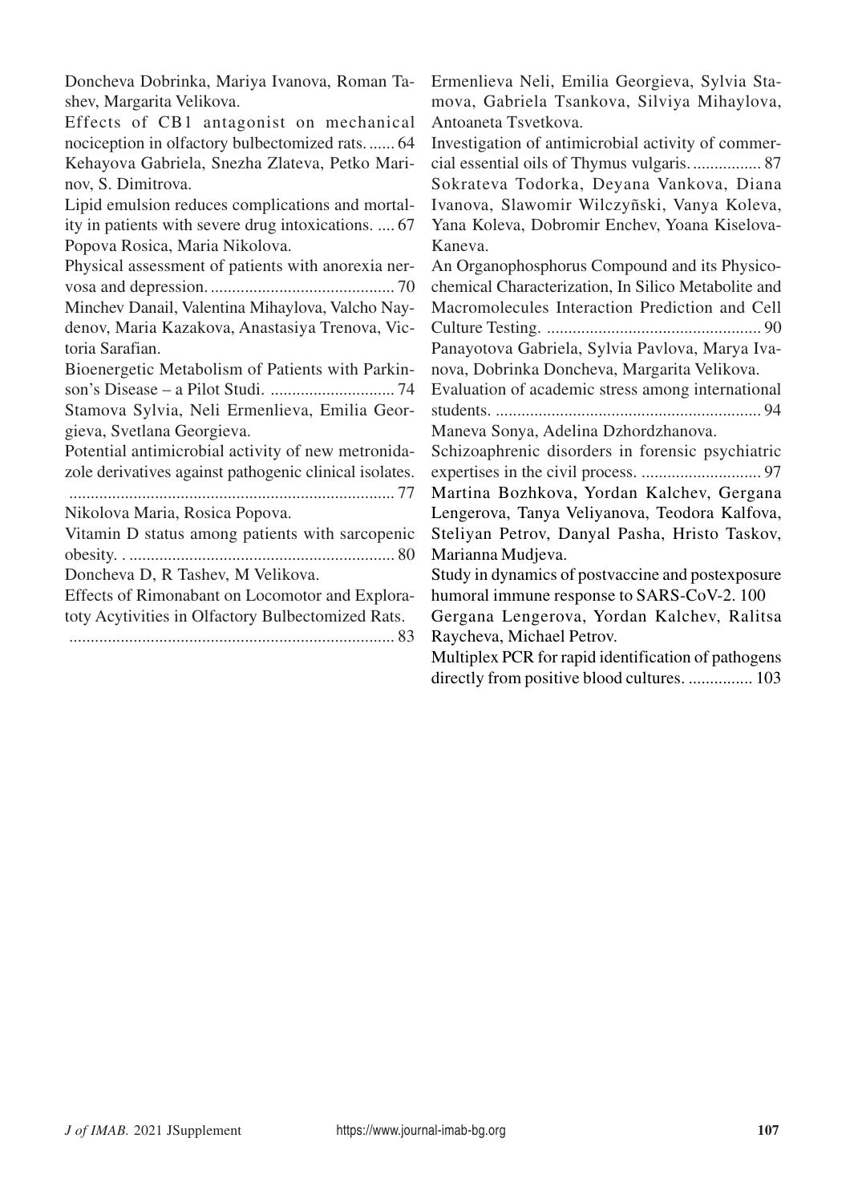Doncheva Dobrinka, Mariya Ivanova, Roman Tashev, Margarita Velikova.
Effects of CB1 antagonist on mechanical nociception in olfactory bulbectomized rats. ...... 64
Kehayova Gabriela, Snezha Zlateva, Petko Marinov, S. Dimitrova.
Lipid emulsion reduces complications and mortality in patients with severe drug intoxications. .... 67
Popova Rosica, Maria Nikolova.
Physical assessment of patients with anorexia nervosa and depression. ........................................... 70
Minchev Danail, Valentina Mihaylova, Valcho Naydenov, Maria Kazakova, Anastasiya Trenova, Victoria Sarafian.
Bioenergetic Metabolism of Patients with Parkinson's Disease – a Pilot Studi. ............................. 74
Stamova Sylvia, Neli Ermenlieva, Emilia Georgieva, Svetlana Georgieva.
Potential antimicrobial activity of new metronidazole derivatives against pathogenic clinical isolates. ............................................................................ 77
Nikolova Maria, Rosica Popova.
Vitamin D status among patients with sarcopenic obesity. . .............................................................. 80
Doncheva D, R Tashev, M Velikova.
Effects of Rimonabant on Locomotor and Exploratoty Acytivities in Olfactory Bulbectomized Rats. ............................................................................ 83
Ermenlieva Neli, Emilia Georgieva, Sylvia Stamova, Gabriela Tsankova, Silviya Mihaylova, Antoaneta Tsvetkova.
Investigation of antimicrobial activity of commercial essential oils of Thymus vulgaris. ................ 87
Sokrateva Todorka, Deyana Vankova, Diana Ivanova, Slawomir Wilczyñski, Vanya Koleva, Yana Koleva, Dobromir Enchev, Yoana Kiselova-Kaneva.
An Organophosphorus Compound and its Physicochemical Characterization, In Silico Metabolite and Macromolecules Interaction Prediction and Cell Culture Testing. .................................................. 90
Panayotova Gabriela, Sylvia Pavlova, Marya Ivanova, Dobrinka Doncheva, Margarita Velikova.
Evaluation of academic stress among international students. .............................................................. 94
Maneva Sonya, Adelina Dzhordzhanova.
Schizoaphrenic disorders in forensic psychiatric expertises in the civil process. ............................ 97
Martina Bozhkova, Yordan Kalchev, Gergana Lengerova, Tanya Veliyanova, Teodora Kalfova, Steliyan Petrov, Danyal Pasha, Hristo Taskov, Marianna Mudjeva.
Study in dynamics of postvaccine and postexposure humoral immune response to SARS-CoV-2. 100
Gergana Lengerova, Yordan Kalchev, Ralitsa Raycheva, Michael Petrov.
Multiplex PCR for rapid identification of pathogens directly from positive blood cultures. ............... 103